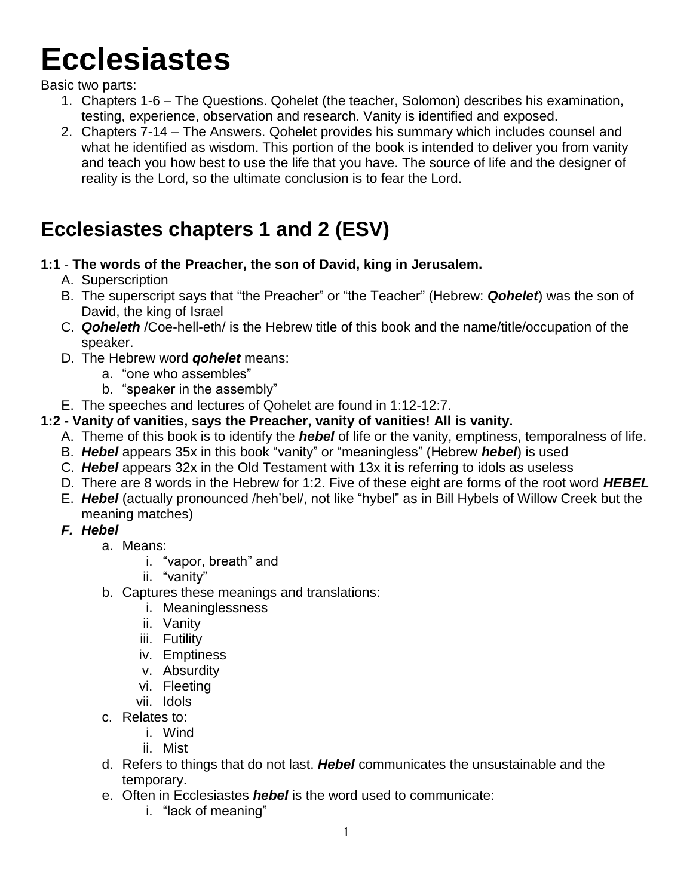# Ecclesiastes

Basic two parts:

1. Chapters 1-6 – The Questions. Qohelet (the teacher, Solomon) describes his examination, testing, experience, observation and research. Vanity is identified and exposed.
2. Chapters 7-14 – The Answers. Qohelet provides his summary which includes counsel and what he identified as wisdom. This portion of the book is intended to deliver you from vanity and teach you how best to use the life that you have. The source of life and the designer of reality is the Lord, so the ultimate conclusion is to fear the Lord.

## Ecclesiastes chapters 1 and 2 (ESV)

**1:1** - **The words of the Preacher, the son of David, king in Jerusalem.**

A. Superscription
B. The superscript says that "the Preacher" or "the Teacher" (Hebrew: ***Qohelet***) was the son of David, the king of Israel
C. ***Qoheleth*** /Coe-hell-eth/ is the Hebrew title of this book and the name/title/occupation of the speaker.
D. The Hebrew word ***qohelet*** means:
   a. "one who assembles"
   b. "speaker in the assembly"
E. The speeches and lectures of Qohelet are found in 1:12-12:7.

**1:2 - Vanity of vanities, says the Preacher, vanity of vanities! All is vanity.**

A. Theme of this book is to identify the ***hebel*** of life or the vanity, emptiness, temporalness of life.
B. ***Hebel*** appears 35x in this book "vanity" or "meaningless" (Hebrew ***hebel***) is used
C. ***Hebel*** appears 32x in the Old Testament with 13x it is referring to idols as useless
D. There are 8 words in the Hebrew for 1:2. Five of these eight are forms of the root word ***HEBEL***
E. ***Hebel*** (actually pronounced /heh'bel/, not like "hybel" as in Bill Hybels of Willow Creek but the meaning matches)
***F. Hebel***
   a. Means:
      i. "vapor, breath" and
      ii. "vanity"
   b. Captures these meanings and translations:
      i. Meaninglessness
      ii. Vanity
      iii. Futility
      iv. Emptiness
      v. Absurdity
      vi. Fleeting
      vii. Idols
   c. Relates to:
      i. Wind
      ii. Mist
   d. Refers to things that do not last. ***Hebel*** communicates the unsustainable and the temporary.
   e. Often in Ecclesiastes ***hebel*** is the word used to communicate:
      i. "lack of meaning"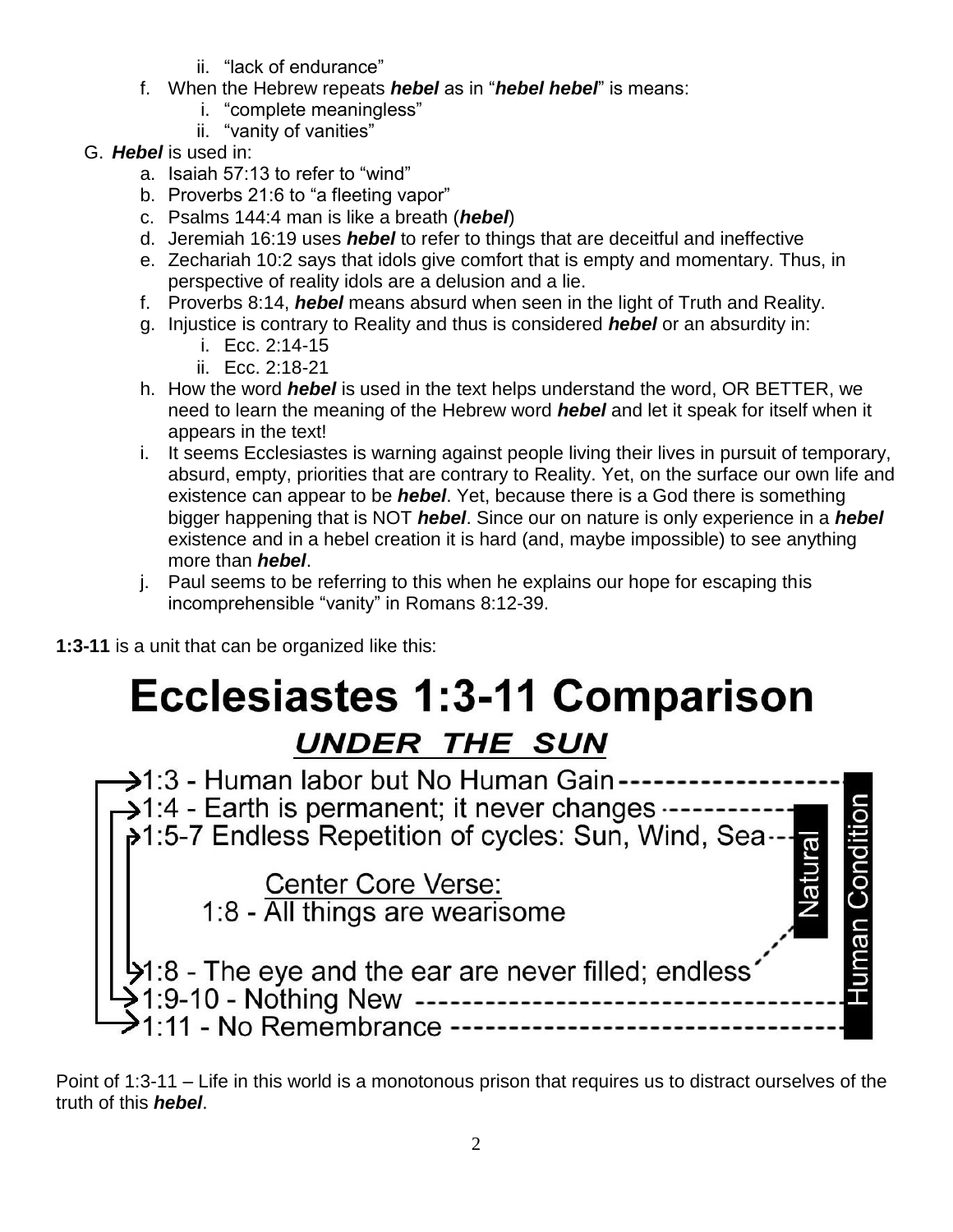ii. "lack of endurance"

f. When the Hebrew repeats ***hebel*** as in "***hebel hebel***" is means:
   i. "complete meaningless"
   ii. "vanity of vanities"

G. ***Hebel*** is used in:

a. Isaiah 57:13 to refer to "wind"
b. Proverbs 21:6 to "a fleeting vapor"
c. Psalms 144:4 man is like a breath (***hebel***)
d. Jeremiah 16:19 uses ***hebel*** to refer to things that are deceitful and ineffective
e. Zechariah 10:2 says that idols give comfort that is empty and momentary. Thus, in perspective of reality idols are a delusion and a lie.
f. Proverbs 8:14, ***hebel*** means absurd when seen in the light of Truth and Reality.
g. Injustice is contrary to Reality and thus is considered ***hebel*** or an absurdity in:
   i. Ecc. 2:14-15
   ii. Ecc. 2:18-21
h. How the word ***hebel*** is used in the text helps understand the word, OR BETTER, we need to learn the meaning of the Hebrew word ***hebel*** and let it speak for itself when it appears in the text!
i. It seems Ecclesiastes is warning against people living their lives in pursuit of temporary, absurd, empty, priorities that are contrary to Reality. Yet, on the surface our own life and existence can appear to be ***hebel***. Yet, because there is a God there is something bigger happening that is NOT ***hebel***. Since our on nature is only experience in a ***hebel*** existence and in a hebel creation it is hard (and, maybe impossible) to see anything more than ***hebel***.
j. Paul seems to be referring to this when he explains our hope for escaping this incomprehensible "vanity" in Romans 8:12-39.

**1:3-11** is a unit that can be organized like this:

# Ecclesiastes 1:3-11 Comparison

***UNDER THE SUN***

- 1:3 - Human labor but No Human Gain
- 1:4 - Earth is permanent; it never changes
- 1:5-7 Endless Repetition of cycles: Sun, Wind, Sea

Center Core Verse:
1:8 - All things are wearisome

- 1:8 - The eye and the ear are never filled; endless
- 1:9-10 - Nothing New
- 1:11 - No Remembrance

Natural | Human Condition

Point of 1:3-11 – Life in this world is a monotonous prison that requires us to distract ourselves of the truth of this ***hebel***.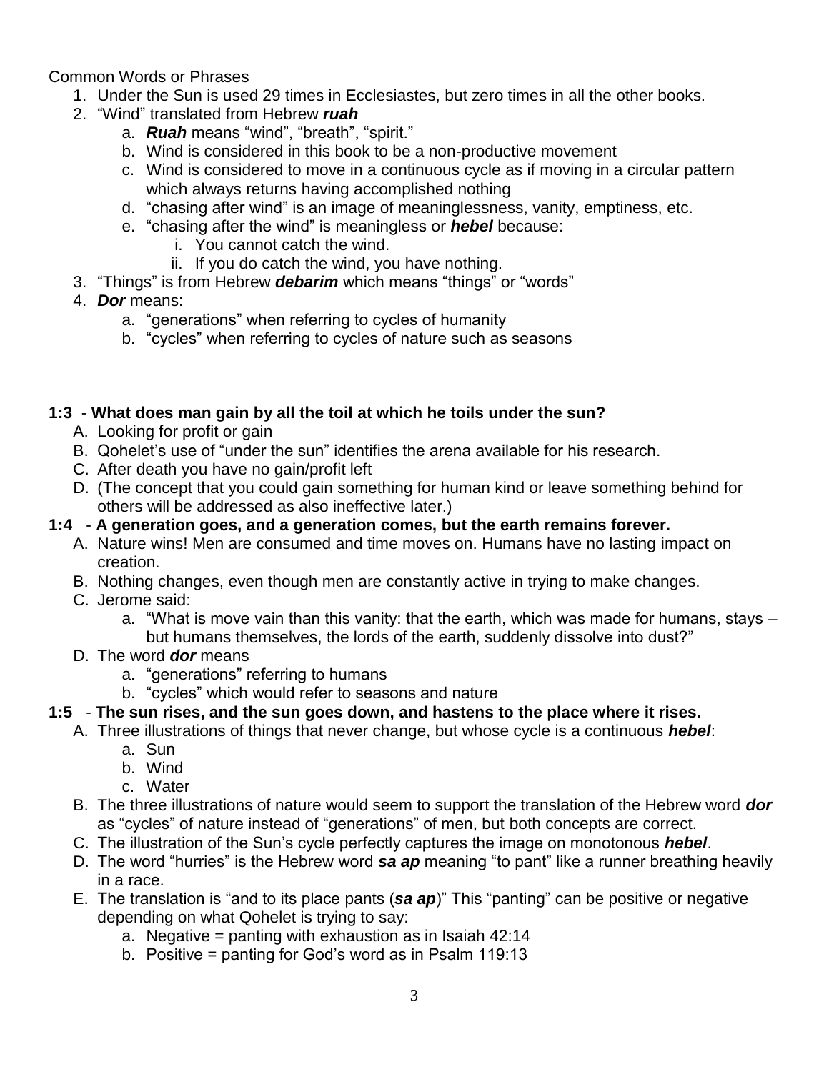Common Words or Phrases

1. Under the Sun is used 29 times in Ecclesiastes, but zero times in all the other books.
2. “Wind” translated from Hebrew ***ruah***
   a. ***Ruah*** means “wind”, “breath”, “spirit.”
   b. Wind is considered in this book to be a non-productive movement
   c. Wind is considered to move in a continuous cycle as if moving in a circular pattern which always returns having accomplished nothing
   d. “chasing after wind” is an image of meaninglessness, vanity, emptiness, etc.
   e. “chasing after the wind” is meaningless or ***hebel*** because:
      i. You cannot catch the wind.
      ii. If you do catch the wind, you have nothing.
3. “Things” is from Hebrew ***debarim*** which means “things” or “words”
4. ***Dor*** means:
   a. “generations” when referring to cycles of humanity
   b. “cycles” when referring to cycles of nature such as seasons

**1:3** - **What does man gain by all the toil at which he toils under the sun?**

A. Looking for profit or gain
B. Qohelet’s use of “under the sun” identifies the arena available for his research.
C. After death you have no gain/profit left
D. (The concept that you could gain something for human kind or leave something behind for others will be addressed as also ineffective later.)

**1:4** - **A generation goes, and a generation comes, but the earth remains forever.**

A. Nature wins! Men are consumed and time moves on. Humans have no lasting impact on creation.
B. Nothing changes, even though men are constantly active in trying to make changes.
C. Jerome said:
   a. “What is move vain than this vanity: that the earth, which was made for humans, stays – but humans themselves, the lords of the earth, suddenly dissolve into dust?”
D. The word ***dor*** means
   a. “generations” referring to humans
   b. “cycles” which would refer to seasons and nature

**1:5** - **The sun rises, and the sun goes down, and hastens to the place where it rises.**

A. Three illustrations of things that never change, but whose cycle is a continuous ***hebel***:
   a. Sun
   b. Wind
   c. Water
B. The three illustrations of nature would seem to support the translation of the Hebrew word ***dor*** as “cycles” of nature instead of “generations” of men, but both concepts are correct.
C. The illustration of the Sun’s cycle perfectly captures the image on monotonous ***hebel***.
D. The word “hurries” is the Hebrew word ***sa ap*** meaning “to pant” like a runner breathing heavily in a race.
E. The translation is “and to its place pants (***sa ap***)” This “panting” can be positive or negative depending on what Qohelet is trying to say:
   a. Negative = panting with exhaustion as in Isaiah 42:14
   b. Positive = panting for God’s word as in Psalm 119:13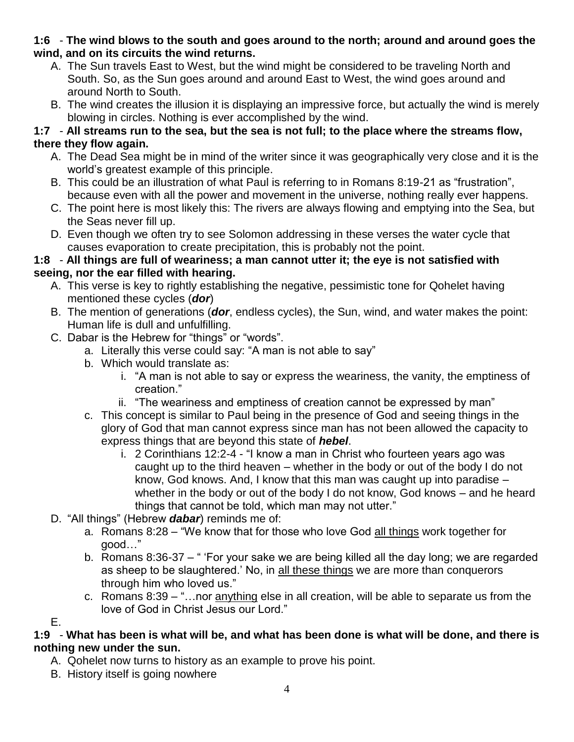**1:6** - **The wind blows to the south and goes around to the north; around and around goes the wind, and on its circuits the wind returns.**

A. The Sun travels East to West, but the wind might be considered to be traveling North and South. So, as the Sun goes around and around East to West, the wind goes around and around North to South.
B. The wind creates the illusion it is displaying an impressive force, but actually the wind is merely blowing in circles. Nothing is ever accomplished by the wind.

**1:7** - **All streams run to the sea, but the sea is not full; to the place where the streams flow, there they flow again.**

A. The Dead Sea might be in mind of the writer since it was geographically very close and it is the world's greatest example of this principle.
B. This could be an illustration of what Paul is referring to in Romans 8:19-21 as "frustration", because even with all the power and movement in the universe, nothing really ever happens.
C. The point here is most likely this: The rivers are always flowing and emptying into the Sea, but the Seas never fill up.
D. Even though we often try to see Solomon addressing in these verses the water cycle that causes evaporation to create precipitation, this is probably not the point.

**1:8** - **All things are full of weariness; a man cannot utter it; the eye is not satisfied with seeing, nor the ear filled with hearing.**

A. This verse is key to rightly establishing the negative, pessimistic tone for Qohelet having mentioned these cycles (***dor***)
B. The mention of generations (***dor***, endless cycles), the Sun, wind, and water makes the point: Human life is dull and unfulfilling.
C. Dabar is the Hebrew for "things" or "words".
   a. Literally this verse could say: "A man is not able to say"
   b. Which would translate as:
      i. "A man is not able to say or express the weariness, the vanity, the emptiness of creation."
      ii. "The weariness and emptiness of creation cannot be expressed by man"
   c. This concept is similar to Paul being in the presence of God and seeing things in the glory of God that man cannot express since man has not been allowed the capacity to express things that are beyond this state of ***hebel***.
      i. 2 Corinthians 12:2-4 - "I know a man in Christ who fourteen years ago was caught up to the third heaven – whether in the body or out of the body I do not know, God knows. And, I know that this man was caught up into paradise – whether in the body or out of the body I do not know, God knows – and he heard things that cannot be told, which man may not utter."
D. "All things" (Hebrew ***dabar***) reminds me of:
   a. Romans 8:28 – "We know that for those who love God <u>all things</u> work together for good…"
   b. Romans 8:36-37 – " 'For your sake we are being killed all the day long; we are regarded as sheep to be slaughtered.' No, in <u>all these things</u> we are more than conquerors through him who loved us."
   c. Romans 8:39 – "…nor <u>anything</u> else in all creation, will be able to separate us from the love of God in Christ Jesus our Lord."
E.

**1:9** - **What has been is what will be, and what has been done is what will be done, and there is nothing new under the sun.**

A. Qohelet now turns to history as an example to prove his point.
B. History itself is going nowhere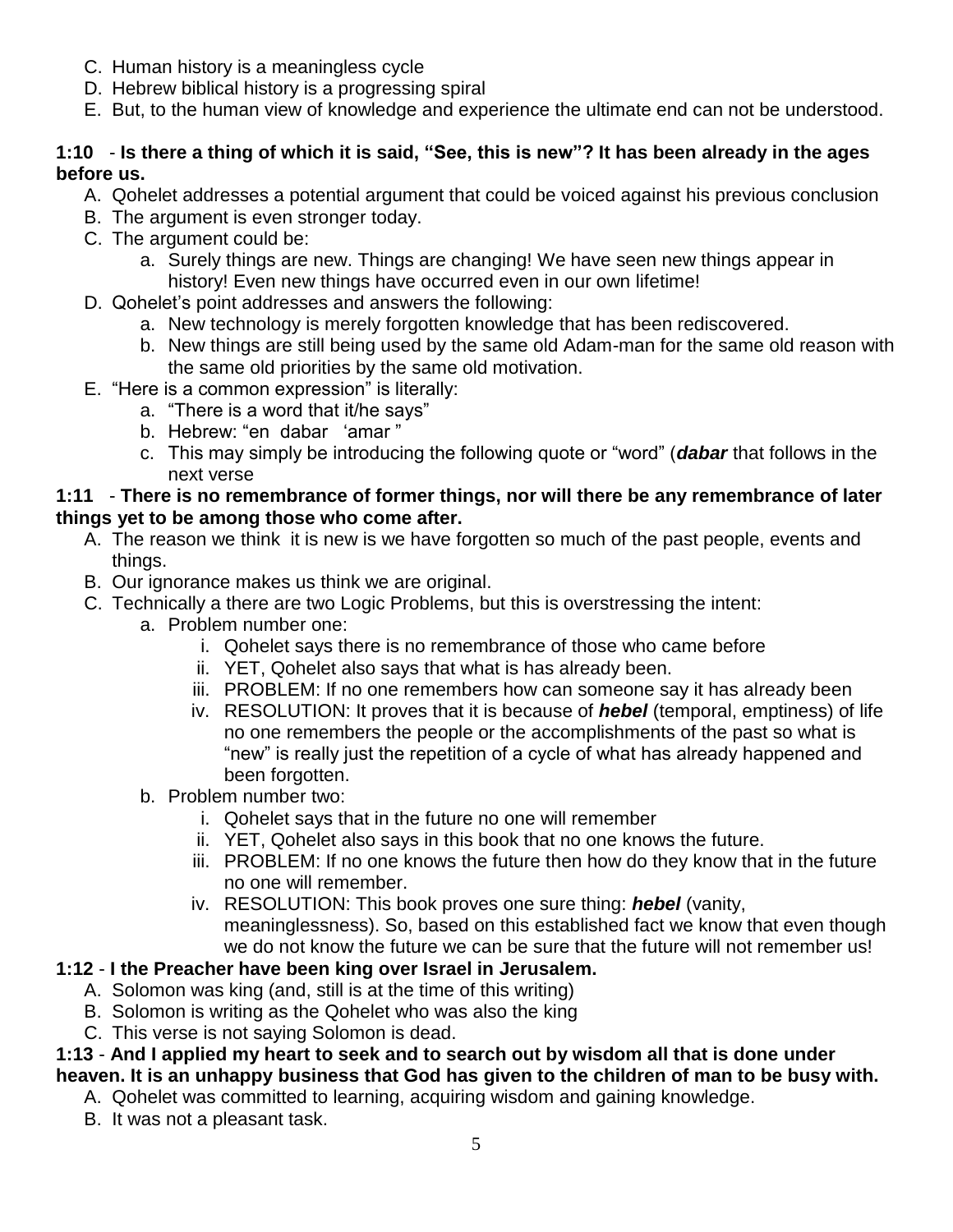C. Human history is a meaningless cycle
D. Hebrew biblical history is a progressing spiral
E. But, to the human view of knowledge and experience the ultimate end can not be understood.

**1:10** - **Is there a thing of which it is said, "See, this is new"? It has been already in the ages before us.**

A. Qohelet addresses a potential argument that could be voiced against his previous conclusion
B. The argument is even stronger today.
C. The argument could be:
    a. Surely things are new. Things are changing! We have seen new things appear in history! Even new things have occurred even in our own lifetime!
D. Qohelet's point addresses and answers the following:
    a. New technology is merely forgotten knowledge that has been rediscovered.
    b. New things are still being used by the same old Adam-man for the same old reason with the same old priorities by the same old motivation.
E. "Here is a common expression" is literally:
    a. "There is a word that it/he says"
    b. Hebrew: "en dabar 'amar "
    c. This may simply be introducing the following quote or "word" (***dabar*** that follows in the next verse

**1:11** - **There is no remembrance of former things, nor will there be any remembrance of later things yet to be among those who come after.**

A. The reason we think it is new is we have forgotten so much of the past people, events and things.
B. Our ignorance makes us think we are original.
C. Technically a there are two Logic Problems, but this is overstressing the intent:
    a. Problem number one:
        i. Qohelet says there is no remembrance of those who came before
        ii. YET, Qohelet also says that what is has already been.
        iii. PROBLEM: If no one remembers how can someone say it has already been
        iv. RESOLUTION: It proves that it is because of ***hebel*** (temporal, emptiness) of life no one remembers the people or the accomplishments of the past so what is "new" is really just the repetition of a cycle of what has already happened and been forgotten.
    b. Problem number two:
        i. Qohelet says that in the future no one will remember
        ii. YET, Qohelet also says in this book that no one knows the future.
        iii. PROBLEM: If no one knows the future then how do they know that in the future no one will remember.
        iv. RESOLUTION: This book proves one sure thing: ***hebel*** (vanity, meaninglessness). So, based on this established fact we know that even though we do not know the future we can be sure that the future will not remember us!

**1:12** - **I the Preacher have been king over Israel in Jerusalem.**

A. Solomon was king (and, still is at the time of this writing)
B. Solomon is writing as the Qohelet who was also the king
C. This verse is not saying Solomon is dead.

**1:13** - **And I applied my heart to seek and to search out by wisdom all that is done under heaven. It is an unhappy business that God has given to the children of man to be busy with.**

A. Qohelet was committed to learning, acquiring wisdom and gaining knowledge.
B. It was not a pleasant task.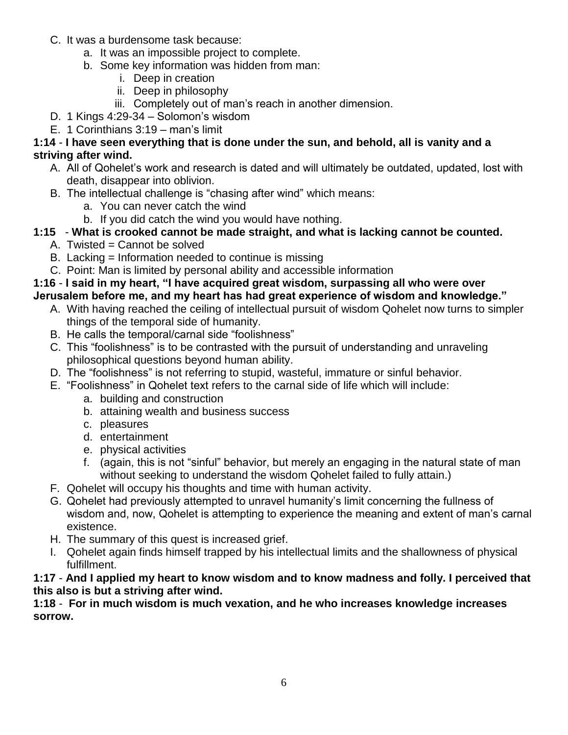C. It was a burdensome task because:
   a. It was an impossible project to complete.
   b. Some key information was hidden from man:
      i. Deep in creation
      ii. Deep in philosophy
      iii. Completely out of man's reach in another dimension.

D. 1 Kings 4:29-34 – Solomon's wisdom

E. 1 Corinthians 3:19 – man's limit

**1:14** - **I have seen everything that is done under the sun, and behold, all is vanity and a striving after wind.**

A. All of Qohelet's work and research is dated and will ultimately be outdated, updated, lost with death, disappear into oblivion.

B. The intellectual challenge is "chasing after wind" which means:
   a. You can never catch the wind
   b. If you did catch the wind you would have nothing.

**1:15** - **What is crooked cannot be made straight, and what is lacking cannot be counted.**

A. Twisted = Cannot be solved

B. Lacking = Information needed to continue is missing

C. Point: Man is limited by personal ability and accessible information

**1:16** - **I said in my heart, "I have acquired great wisdom, surpassing all who were over Jerusalem before me, and my heart has had great experience of wisdom and knowledge."**

A. With having reached the ceiling of intellectual pursuit of wisdom Qohelet now turns to simpler things of the temporal side of humanity.

B. He calls the temporal/carnal side "foolishness"

C. This "foolishness" is to be contrasted with the pursuit of understanding and unraveling philosophical questions beyond human ability.

D. The "foolishness" is not referring to stupid, wasteful, immature or sinful behavior.

E. "Foolishness" in Qohelet text refers to the carnal side of life which will include:
   a. building and construction
   b. attaining wealth and business success
   c. pleasures
   d. entertainment
   e. physical activities
   f. (again, this is not "sinful" behavior, but merely an engaging in the natural state of man without seeking to understand the wisdom Qohelet failed to fully attain.)

F. Qohelet will occupy his thoughts and time with human activity.

G. Qohelet had previously attempted to unravel humanity's limit concerning the fullness of wisdom and, now, Qohelet is attempting to experience the meaning and extent of man's carnal existence.

H. The summary of this quest is increased grief.

I. Qohelet again finds himself trapped by his intellectual limits and the shallowness of physical fulfillment.

**1:17** - **And I applied my heart to know wisdom and to know madness and folly. I perceived that this also is but a striving after wind.**

**1:18** - **For in much wisdom is much vexation, and he who increases knowledge increases sorrow.**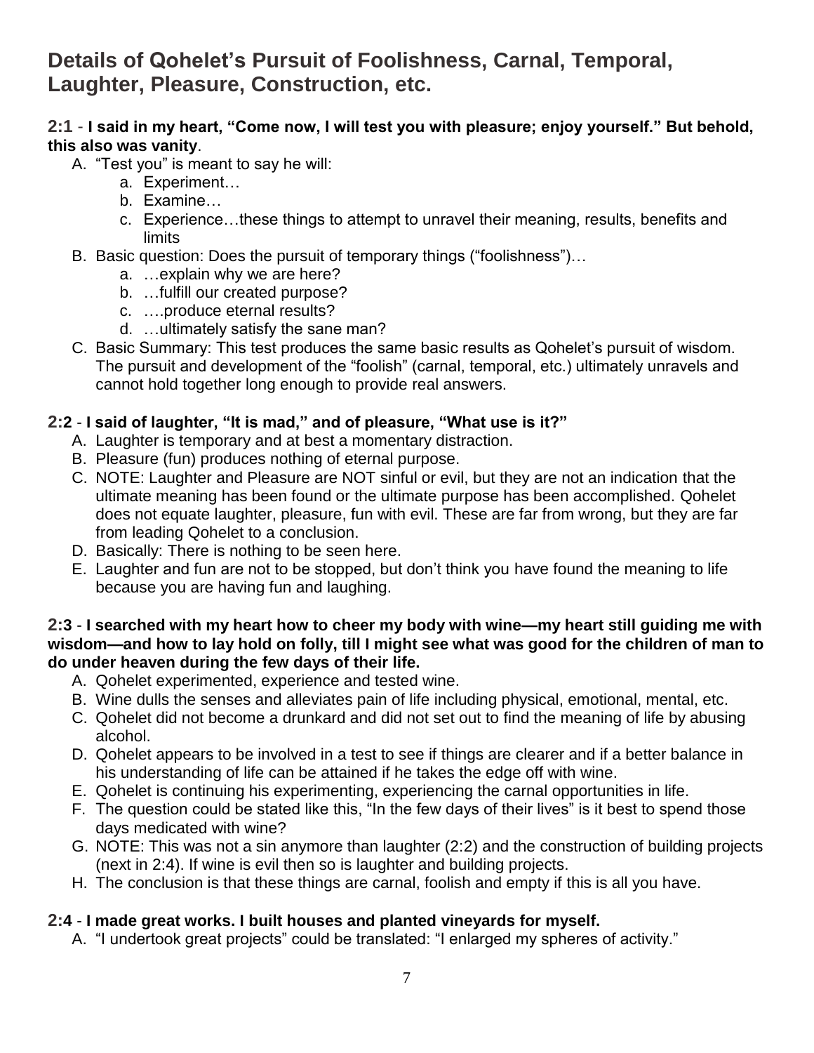## Details of Qohelet's Pursuit of Foolishness, Carnal, Temporal, Laughter, Pleasure, Construction, etc.

**2:1** - **I said in my heart, "Come now, I will test you with pleasure; enjoy yourself." But behold, this also was vanity**.

A. "Test you" is meant to say he will:
   a. Experiment…
   b. Examine…
   c. Experience…these things to attempt to unravel their meaning, results, benefits and limits
B. Basic question: Does the pursuit of temporary things ("foolishness")…
   a. …explain why we are here?
   b. …fulfill our created purpose?
   c. ….produce eternal results?
   d. …ultimately satisfy the sane man?
C. Basic Summary: This test produces the same basic results as Qohelet's pursuit of wisdom. The pursuit and development of the "foolish" (carnal, temporal, etc.) ultimately unravels and cannot hold together long enough to provide real answers.

**2:2** - **I said of laughter, "It is mad," and of pleasure, "What use is it?"**

A. Laughter is temporary and at best a momentary distraction.
B. Pleasure (fun) produces nothing of eternal purpose.
C. NOTE: Laughter and Pleasure are NOT sinful or evil, but they are not an indication that the ultimate meaning has been found or the ultimate purpose has been accomplished. Qohelet does not equate laughter, pleasure, fun with evil. These are far from wrong, but they are far from leading Qohelet to a conclusion.
D. Basically: There is nothing to be seen here.
E. Laughter and fun are not to be stopped, but don't think you have found the meaning to life because you are having fun and laughing.

**2:3** - **I searched with my heart how to cheer my body with wine—my heart still guiding me with wisdom—and how to lay hold on folly, till I might see what was good for the children of man to do under heaven during the few days of their life.**

A. Qohelet experimented, experience and tested wine.
B. Wine dulls the senses and alleviates pain of life including physical, emotional, mental, etc.
C. Qohelet did not become a drunkard and did not set out to find the meaning of life by abusing alcohol.
D. Qohelet appears to be involved in a test to see if things are clearer and if a better balance in his understanding of life can be attained if he takes the edge off with wine.
E. Qohelet is continuing his experimenting, experiencing the carnal opportunities in life.
F. The question could be stated like this, "In the few days of their lives" is it best to spend those days medicated with wine?
G. NOTE: This was not a sin anymore than laughter (2:2) and the construction of building projects (next in 2:4). If wine is evil then so is laughter and building projects.
H. The conclusion is that these things are carnal, foolish and empty if this is all you have.

**2:4** - **I made great works. I built houses and planted vineyards for myself.**

A. "I undertook great projects" could be translated: "I enlarged my spheres of activity."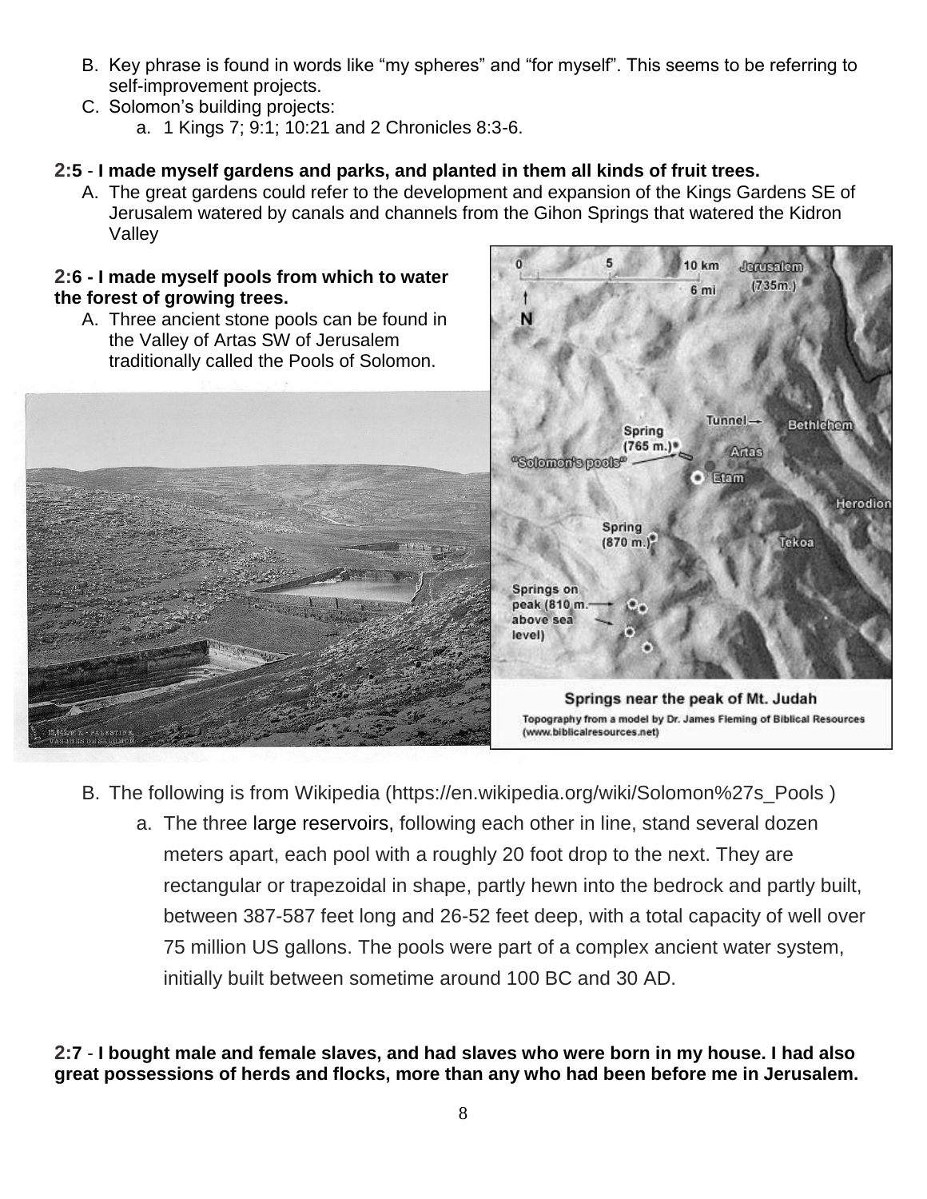B. Key phrase is found in words like "my spheres" and "for myself". This seems to be referring to self-improvement projects.

C. Solomon's building projects:

   a. 1 Kings 7; 9:1; 10:21 and 2 Chronicles 8:3-6.

**2:5** - **I made myself gardens and parks, and planted in them all kinds of fruit trees.**

A. The great gardens could refer to the development and expansion of the Kings Gardens SE of Jerusalem watered by canals and channels from the Gihon Springs that watered the Kidron Valley

**2:6 - I made myself pools from which to water the forest of growing trees.**

A. Three ancient stone pools can be found in the Valley of Artas SW of Jerusalem traditionally called the Pools of Solomon.

Springs near the peak of Mt. Judah

Topography from a model by Dr. James Fleming of Biblical Resources (www.biblicalresources.net)

B. The following is from Wikipedia (https://en.wikipedia.org/wiki/Solomon%27s_Pools )

   a. The three large reservoirs, following each other in line, stand several dozen meters apart, each pool with a roughly 20 foot drop to the next. They are rectangular or trapezoidal in shape, partly hewn into the bedrock and partly built, between 387-587 feet long and 26-52 feet deep, with a total capacity of well over 75 million US gallons. The pools were part of a complex ancient water system, initially built between sometime around 100 BC and 30 AD.

**2:7** - **I bought male and female slaves, and had slaves who were born in my house. I had also great possessions of herds and flocks, more than any who had been before me in Jerusalem.**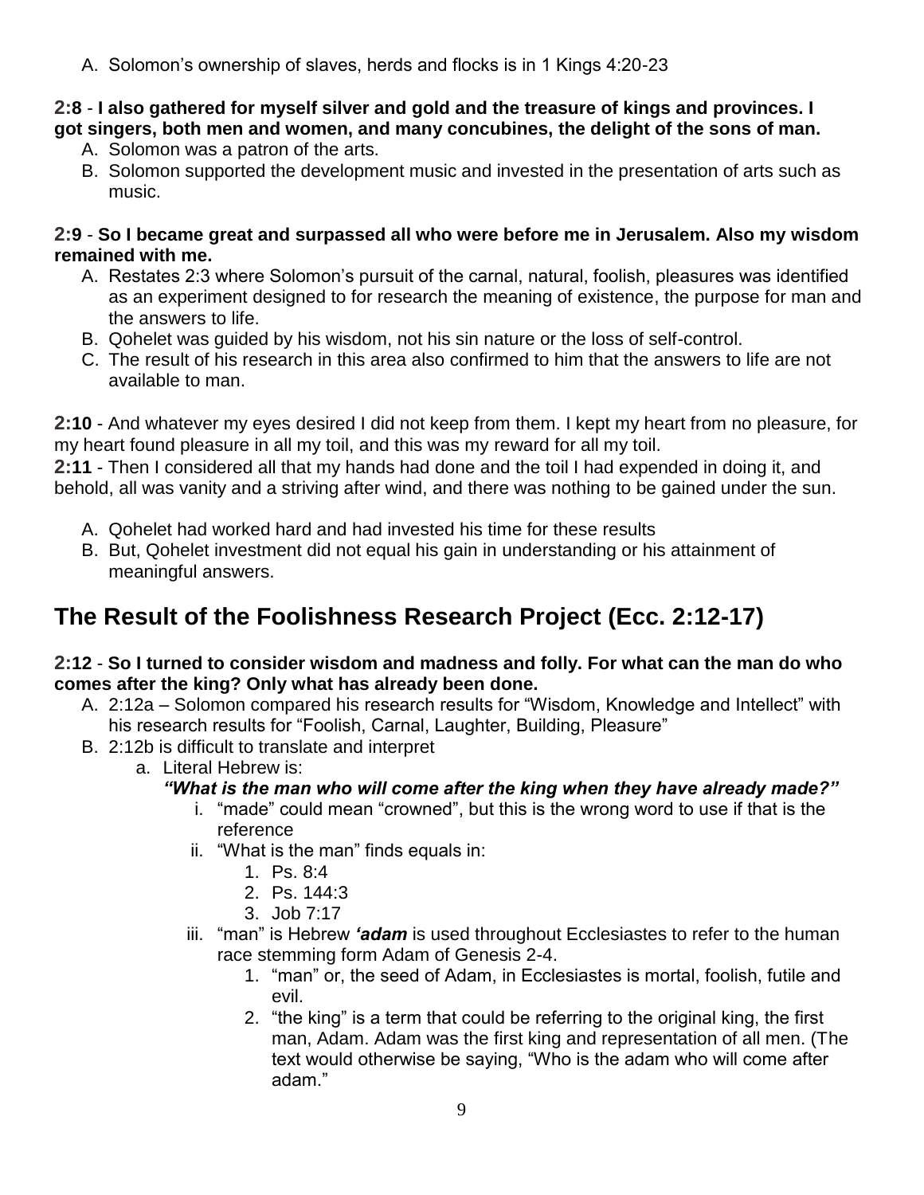A. Solomon's ownership of slaves, herds and flocks is in 1 Kings 4:20-23

**2:8** - **I also gathered for myself silver and gold and the treasure of kings and provinces. I got singers, both men and women, and many concubines, the delight of the sons of man.**

A. Solomon was a patron of the arts.
B. Solomon supported the development music and invested in the presentation of arts such as music.

**2:9** - **So I became great and surpassed all who were before me in Jerusalem. Also my wisdom remained with me.**

A. Restates 2:3 where Solomon's pursuit of the carnal, natural, foolish, pleasures was identified as an experiment designed to for research the meaning of existence, the purpose for man and the answers to life.
B. Qohelet was guided by his wisdom, not his sin nature or the loss of self-control.
C. The result of his research in this area also confirmed to him that the answers to life are not available to man.

**2:10** - And whatever my eyes desired I did not keep from them. I kept my heart from no pleasure, for my heart found pleasure in all my toil, and this was my reward for all my toil.
**2:11** - Then I considered all that my hands had done and the toil I had expended in doing it, and behold, all was vanity and a striving after wind, and there was nothing to be gained under the sun.

A. Qohelet had worked hard and had invested his time for these results
B. But, Qohelet investment did not equal his gain in understanding or his attainment of meaningful answers.

## The Result of the Foolishness Research Project (Ecc. 2:12-17)

**2:12** - **So I turned to consider wisdom and madness and folly. For what can the man do who comes after the king? Only what has already been done.**

A. 2:12a – Solomon compared his research results for "Wisdom, Knowledge and Intellect" with his research results for "Foolish, Carnal, Laughter, Building, Pleasure"
B. 2:12b is difficult to translate and interpret
   a. Literal Hebrew is:
      ***"What is the man who will come after the king when they have already made?"***
      i. "made" could mean "crowned", but this is the wrong word to use if that is the reference
      ii. "What is the man" finds equals in:
         1. Ps. 8:4
         2. Ps. 144:3
         3. Job 7:17
      iii. "man" is Hebrew ***'adam*** is used throughout Ecclesiastes to refer to the human race stemming form Adam of Genesis 2-4.
         1. "man" or, the seed of Adam, in Ecclesiastes is mortal, foolish, futile and evil.
         2. "the king" is a term that could be referring to the original king, the first man, Adam. Adam was the first king and representation of all men. (The text would otherwise be saying, "Who is the adam who will come after adam."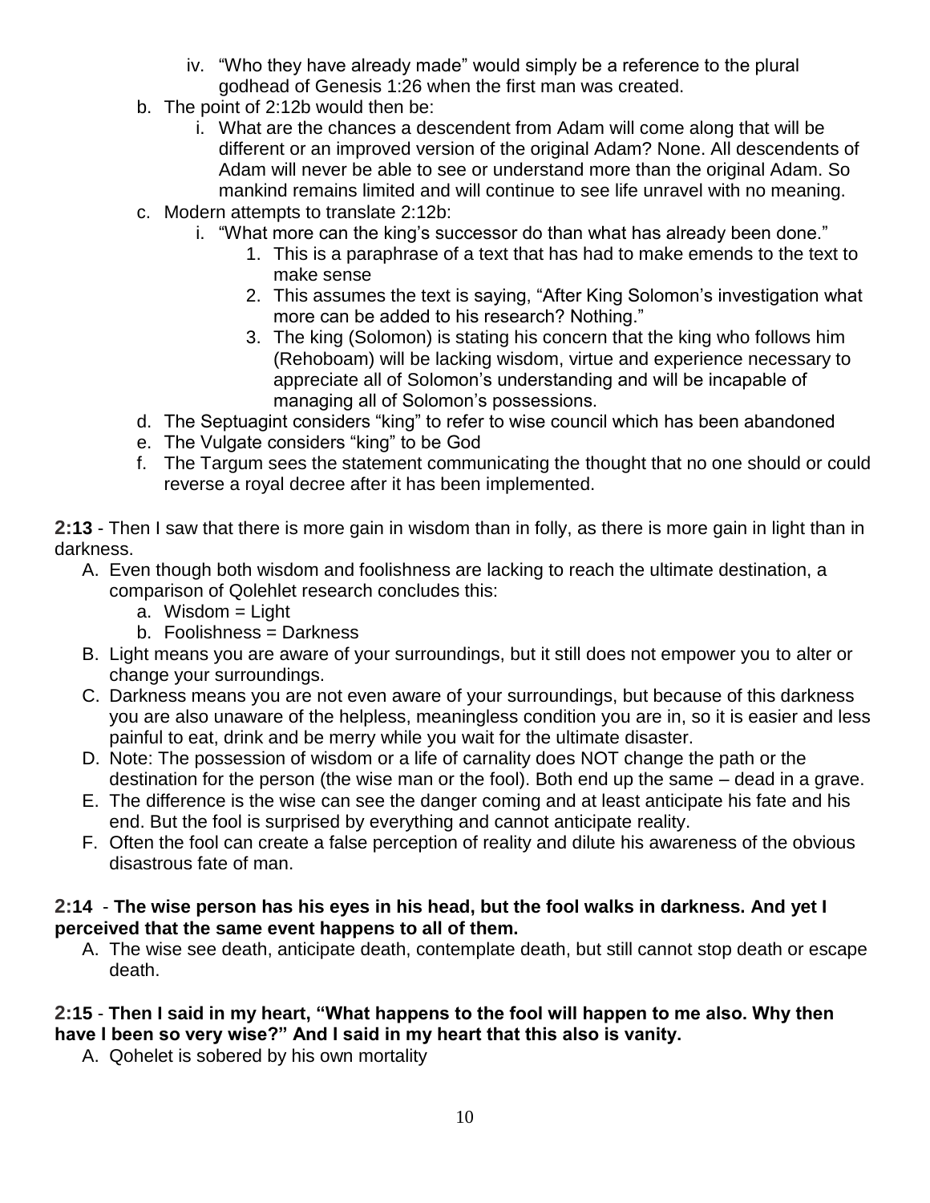iv. "Who they have already made" would simply be a reference to the plural godhead of Genesis 1:26 when the first man was created.

   b. The point of 2:12b would then be:
      i. What are the chances a descendent from Adam will come along that will be different or an improved version of the original Adam? None. All descendents of Adam will never be able to see or understand more than the original Adam. So mankind remains limited and will continue to see life unravel with no meaning.
   c. Modern attempts to translate 2:12b:
      i. "What more can the king's successor do than what has already been done."
         1. This is a paraphrase of a text that has had to make emends to the text to make sense
         2. This assumes the text is saying, "After King Solomon's investigation what more can be added to his research? Nothing."
         3. The king (Solomon) is stating his concern that the king who follows him (Rehoboam) will be lacking wisdom, virtue and experience necessary to appreciate all of Solomon's understanding and will be incapable of managing all of Solomon's possessions.
   d. The Septuagint considers "king" to refer to wise council which has been abandoned
   e. The Vulgate considers "king" to be God
   f. The Targum sees the statement communicating the thought that no one should or could reverse a royal decree after it has been implemented.

**2:13** - Then I saw that there is more gain in wisdom than in folly, as there is more gain in light than in darkness.

A. Even though both wisdom and foolishness are lacking to reach the ultimate destination, a comparison of Qolehlet research concludes this:
   a. Wisdom = Light
   b. Foolishness = Darkness
B. Light means you are aware of your surroundings, but it still does not empower you to alter or change your surroundings.
C. Darkness means you are not even aware of your surroundings, but because of this darkness you are also unaware of the helpless, meaningless condition you are in, so it is easier and less painful to eat, drink and be merry while you wait for the ultimate disaster.
D. Note: The possession of wisdom or a life of carnality does NOT change the path or the destination for the person (the wise man or the fool). Both end up the same – dead in a grave.
E. The difference is the wise can see the danger coming and at least anticipate his fate and his end. But the fool is surprised by everything and cannot anticipate reality.
F. Often the fool can create a false perception of reality and dilute his awareness of the obvious disastrous fate of man.

**2:14** - **The wise person has his eyes in his head, but the fool walks in darkness. And yet I perceived that the same event happens to all of them.**

A. The wise see death, anticipate death, contemplate death, but still cannot stop death or escape death.

**2:15** - **Then I said in my heart, "What happens to the fool will happen to me also. Why then have I been so very wise?" And I said in my heart that this also is vanity.**

A. Qohelet is sobered by his own mortality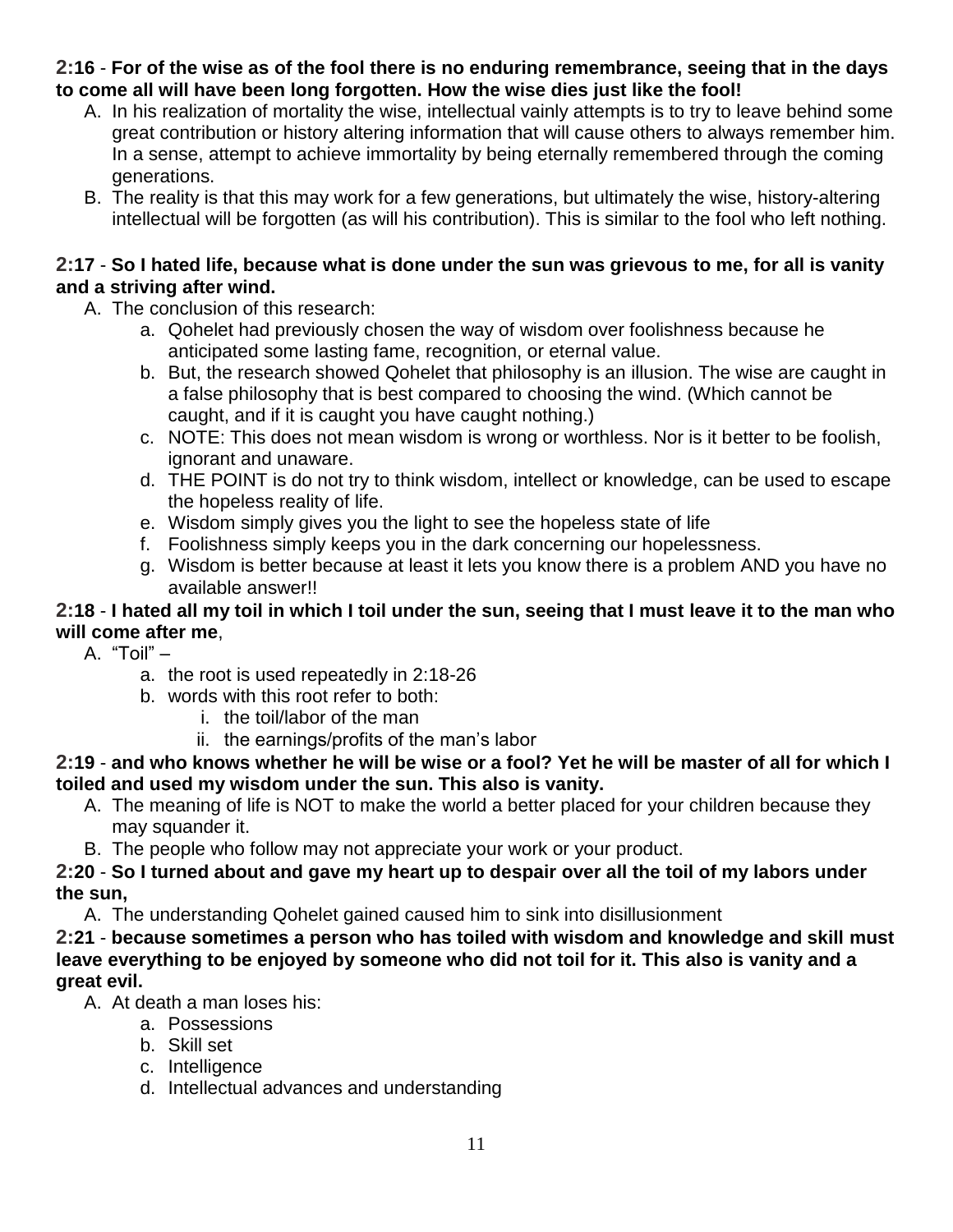**2:16** - **For of the wise as of the fool there is no enduring remembrance, seeing that in the days to come all will have been long forgotten. How the wise dies just like the fool!**

A. In his realization of mortality the wise, intellectual vainly attempts is to try to leave behind some great contribution or history altering information that will cause others to always remember him. In a sense, attempt to achieve immortality by being eternally remembered through the coming generations.
B. The reality is that this may work for a few generations, but ultimately the wise, history-altering intellectual will be forgotten (as will his contribution). This is similar to the fool who left nothing.

**2:17** - **So I hated life, because what is done under the sun was grievous to me, for all is vanity and a striving after wind.**

A. The conclusion of this research:
   a. Qohelet had previously chosen the way of wisdom over foolishness because he anticipated some lasting fame, recognition, or eternal value.
   b. But, the research showed Qohelet that philosophy is an illusion. The wise are caught in a false philosophy that is best compared to choosing the wind. (Which cannot be caught, and if it is caught you have caught nothing.)
   c. NOTE: This does not mean wisdom is wrong or worthless. Nor is it better to be foolish, ignorant and unaware.
   d. THE POINT is do not try to think wisdom, intellect or knowledge, can be used to escape the hopeless reality of life.
   e. Wisdom simply gives you the light to see the hopeless state of life
   f. Foolishness simply keeps you in the dark concerning our hopelessness.
   g. Wisdom is better because at least it lets you know there is a problem AND you have no available answer!!

**2:18** - **I hated all my toil in which I toil under the sun, seeing that I must leave it to the man who will come after me**,

A. "Toil" –
   a. the root is used repeatedly in 2:18-26
   b. words with this root refer to both:
      i. the toil/labor of the man
      ii. the earnings/profits of the man's labor

**2:19** - **and who knows whether he will be wise or a fool? Yet he will be master of all for which I toiled and used my wisdom under the sun. This also is vanity.**

A. The meaning of life is NOT to make the world a better placed for your children because they may squander it.
B. The people who follow may not appreciate your work or your product.

**2:20** - **So I turned about and gave my heart up to despair over all the toil of my labors under the sun,**

A. The understanding Qohelet gained caused him to sink into disillusionment

**2:21** - **because sometimes a person who has toiled with wisdom and knowledge and skill must leave everything to be enjoyed by someone who did not toil for it. This also is vanity and a great evil.**

A. At death a man loses his:
   a. Possessions
   b. Skill set
   c. Intelligence
   d. Intellectual advances and understanding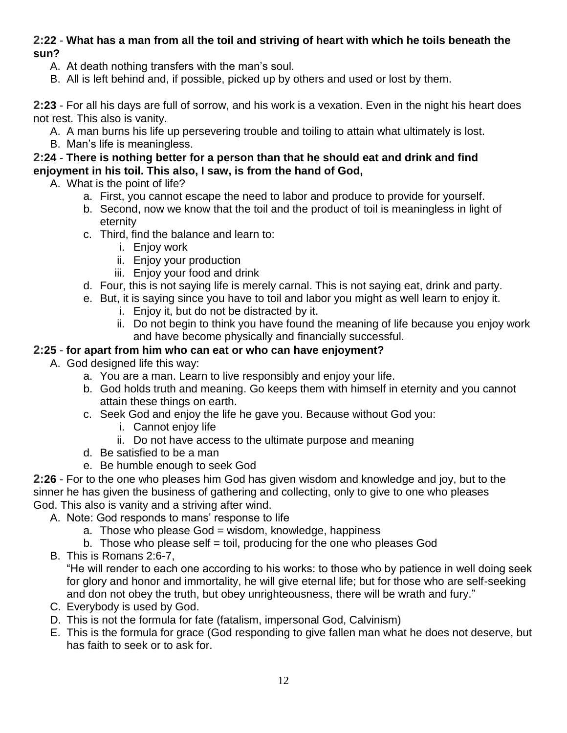**2:22** - **What has a man from all the toil and striving of heart with which he toils beneath the sun?**

A. At death nothing transfers with the man's soul.
B. All is left behind and, if possible, picked up by others and used or lost by them.

**2:23** - For all his days are full of sorrow, and his work is a vexation. Even in the night his heart does not rest. This also is vanity.

A. A man burns his life up persevering trouble and toiling to attain what ultimately is lost.
B. Man's life is meaningless.

**2:24** - **There is nothing better for a person than that he should eat and drink and find enjoyment in his toil. This also, I saw, is from the hand of God,**

A. What is the point of life?
   a. First, you cannot escape the need to labor and produce to provide for yourself.
   b. Second, now we know that the toil and the product of toil is meaningless in light of eternity
   c. Third, find the balance and learn to:
      i. Enjoy work
      ii. Enjoy your production
      iii. Enjoy your food and drink
   d. Four, this is not saying life is merely carnal. This is not saying eat, drink and party.
   e. But, it is saying since you have to toil and labor you might as well learn to enjoy it.
      i. Enjoy it, but do not be distracted by it.
      ii. Do not begin to think you have found the meaning of life because you enjoy work and have become physically and financially successful.

**2:25** - **for apart from him who can eat or who can have enjoyment?**

A. God designed life this way:
   a. You are a man. Learn to live responsibly and enjoy your life.
   b. God holds truth and meaning. Go keeps them with himself in eternity and you cannot attain these things on earth.
   c. Seek God and enjoy the life he gave you. Because without God you:
      i. Cannot enjoy life
      ii. Do not have access to the ultimate purpose and meaning
   d. Be satisfied to be a man
   e. Be humble enough to seek God

**2:26** - For to the one who pleases him God has given wisdom and knowledge and joy, but to the sinner he has given the business of gathering and collecting, only to give to one who pleases God. This also is vanity and a striving after wind.

A. Note: God responds to mans' response to life
   a. Those who please God = wisdom, knowledge, happiness
   b. Those who please self = toil, producing for the one who pleases God
B. This is Romans 2:6-7,
   "He will render to each one according to his works: to those who by patience in well doing seek for glory and honor and immortality, he will give eternal life; but for those who are self-seeking and don not obey the truth, but obey unrighteousness, there will be wrath and fury."
C. Everybody is used by God.
D. This is not the formula for fate (fatalism, impersonal God, Calvinism)
E. This is the formula for grace (God responding to give fallen man what he does not deserve, but has faith to seek or to ask for.